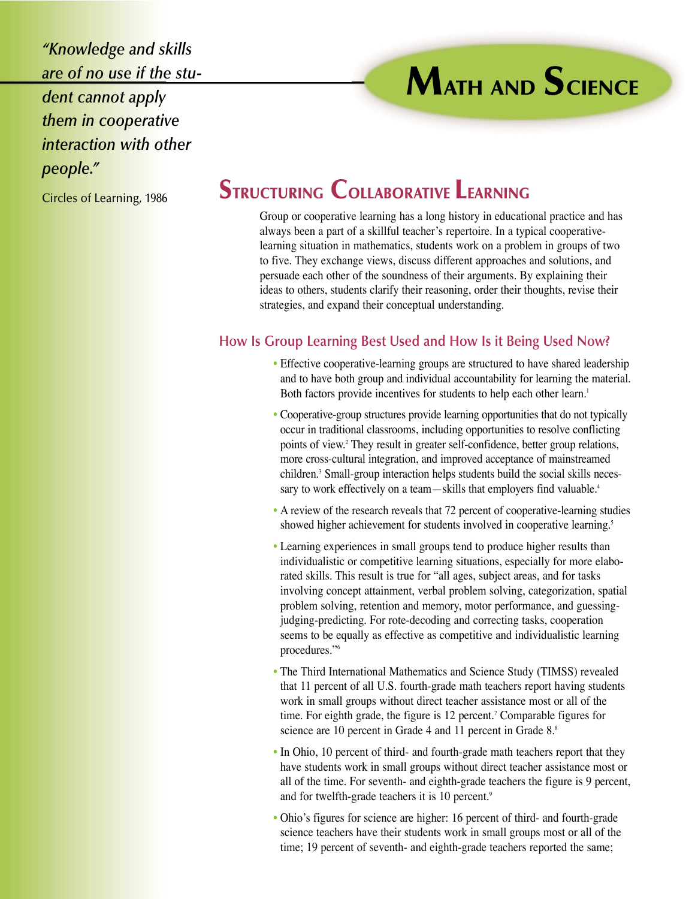*"Knowledge and skills are of no use if the student cannot apply them in cooperative interaction with other people."*

Circles of Learning, 1986

# Math and Science

## Structuring Collaborative Learning

Group or cooperative learning has a long history in educational practice and has always been a part of a skillful teacher's repertoire. In a typical cooperative-learning situation in mathematics, students work on a problem in groups of two to five. They exchange views, discuss different approaches and solutions, and persuade each other of the soundness of their arguments. By explaining their ideas to others, students clarify their reasoning, order their thoughts, revise their strategies, and expand their conceptual understanding.

### How Is Group Learning Best Used and How Is it Being Used Now?

- Effective cooperative-learning groups are structured to have shared leadership and to have both group and individual accountability for learning the material. Both factors provide incentives for students to help each other learn.[1]
- Cooperative-group structures provide learning opportunities that do not typically occur in traditional classrooms, including opportunities to resolve conflicting points of view.[2] They result in greater self-confidence, better group relations, more cross-cultural integration, and improved acceptance of mainstreamed children.[3] Small-group interaction helps students build the social skills necessary to work effectively on a team—skills that employers find valuable.[4]
- A review of the research reveals that 72 percent of cooperative-learning studies showed higher achievement for students involved in cooperative learning.[5]
- Learning experiences in small groups tend to produce higher results than individualistic or competitive learning situations, especially for more elaborated skills. This result is true for "all ages, subject areas, and for tasks involving concept attainment, verbal problem solving, categorization, spatial problem solving, retention and memory, motor performance, and guessing-judging-predicting. For rote-decoding and correcting tasks, cooperation seems to be equally as effective as competitive and individualistic learning procedures."[6]
- The Third International Mathematics and Science Study (TIMSS) revealed that 11 percent of all U.S. fourth-grade math teachers report having students work in small groups without direct teacher assistance most or all of the time. For eighth grade, the figure is 12 percent.[7] Comparable figures for science are 10 percent in Grade 4 and 11 percent in Grade 8.[8]
- In Ohio, 10 percent of third- and fourth-grade math teachers report that they have students work in small groups without direct teacher assistance most or all of the time. For seventh- and eighth-grade teachers the figure is 9 percent, and for twelfth-grade teachers it is 10 percent.[9]
- Ohio's figures for science are higher: 16 percent of third- and fourth-grade science teachers have their students work in small groups most or all of the time; 19 percent of seventh- and eighth-grade teachers reported the same;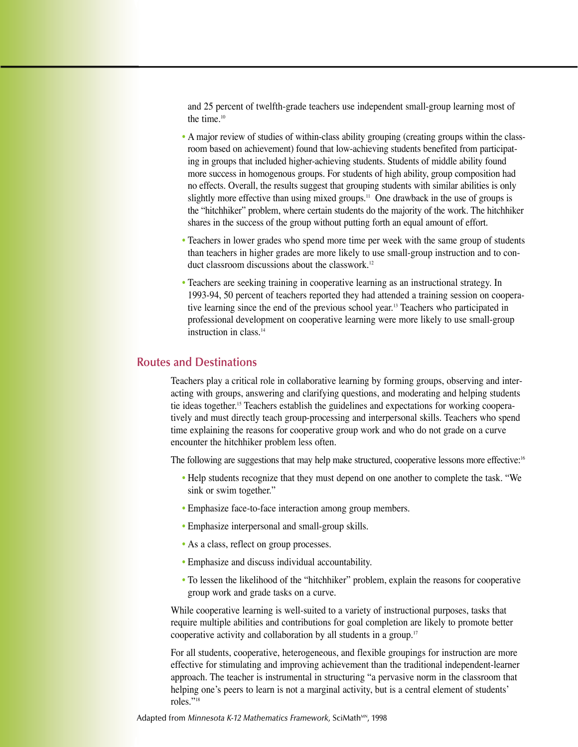and 25 percent of twelfth-grade teachers use independent small-group learning most of the time.[10]

- A major review of studies of within-class ability grouping (creating groups within the classroom based on achievement) found that low-achieving students benefited from participating in groups that included higher-achieving students. Students of middle ability found more success in homogenous groups. For students of high ability, group composition had no effects. Overall, the results suggest that grouping students with similar abilities is only slightly more effective than using mixed groups.[11] One drawback in the use of groups is the "hitchhiker" problem, where certain students do the majority of the work. The hitchhiker shares in the success of the group without putting forth an equal amount of effort.
- Teachers in lower grades who spend more time per week with the same group of students than teachers in higher grades are more likely to use small-group instruction and to conduct classroom discussions about the classwork.[12]
- Teachers are seeking training in cooperative learning as an instructional strategy. In 1993-94, 50 percent of teachers reported they had attended a training session on cooperative learning since the end of the previous school year.[13] Teachers who participated in professional development on cooperative learning were more likely to use small-group instruction in class.[14]

## Routes and Destinations

Teachers play a critical role in collaborative learning by forming groups, observing and interacting with groups, answering and clarifying questions, and moderating and helping students tie ideas together.[15] Teachers establish the guidelines and expectations for working cooperatively and must directly teach group-processing and interpersonal skills. Teachers who spend time explaining the reasons for cooperative group work and who do not grade on a curve encounter the hitchhiker problem less often.

The following are suggestions that may help make structured, cooperative lessons more effective:[16]

- Help students recognize that they must depend on one another to complete the task. "We sink or swim together."
- Emphasize face-to-face interaction among group members.
- Emphasize interpersonal and small-group skills.
- As a class, reflect on group processes.
- Emphasize and discuss individual accountability.
- To lessen the likelihood of the "hitchhiker" problem, explain the reasons for cooperative group work and grade tasks on a curve.

While cooperative learning is well-suited to a variety of instructional purposes, tasks that require multiple abilities and contributions for goal completion are likely to promote better cooperative activity and collaboration by all students in a group.[17]

For all students, cooperative, heterogeneous, and flexible groupings for instruction are more effective for stimulating and improving achievement than the traditional independent-learner approach. The teacher is instrumental in structuring "a pervasive norm in the classroom that helping one's peers to learn is not a marginal activity, but is a central element of students' roles."[18]

Adapted from *Minnesota K-12 Mathematics Framework,* SciMath[MN], 1998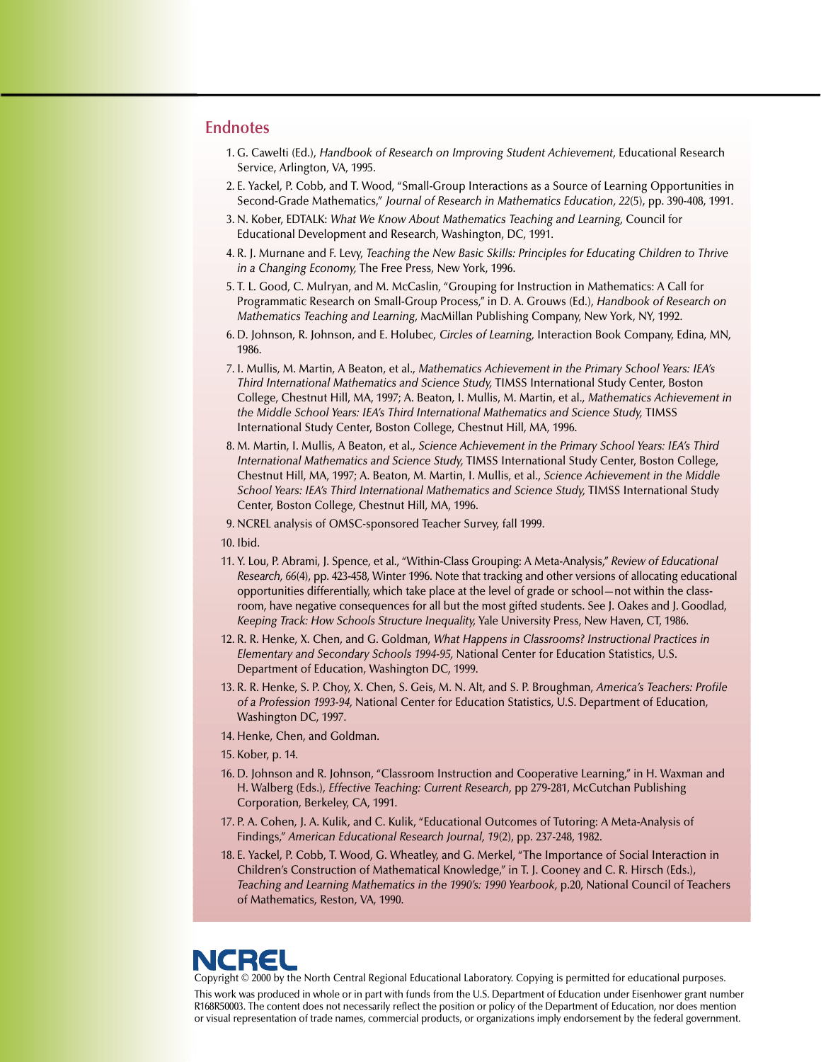## Endnotes

1. G. Cawelti (Ed.), *Handbook of Research on Improving Student Achievement,* Educational Research Service, Arlington, VA, 1995.
2. E. Yackel, P. Cobb, and T. Wood, "Small-Group Interactions as a Source of Learning Opportunities in Second-Grade Mathematics," *Journal of Research in Mathematics Education, 22*(5), pp. 390-408, 1991.
3. N. Kober, EDTALK: *What We Know About Mathematics Teaching and Learning,* Council for Educational Development and Research, Washington, DC, 1991.
4. R. J. Murnane and F. Levy, *Teaching the New Basic Skills: Principles for Educating Children to Thrive in a Changing Economy,* The Free Press, New York, 1996.
5. T. L. Good, C. Mulryan, and M. McCaslin, "Grouping for Instruction in Mathematics: A Call for Programmatic Research on Small-Group Process," in D. A. Grouws (Ed.), *Handbook of Research on Mathematics Teaching and Learning,* MacMillan Publishing Company, New York, NY, 1992.
6. D. Johnson, R. Johnson, and E. Holubec, *Circles of Learning,* Interaction Book Company, Edina, MN, 1986.
7. I. Mullis, M. Martin, A Beaton, et al., *Mathematics Achievement in the Primary School Years: IEA's Third International Mathematics and Science Study,* TIMSS International Study Center, Boston College, Chestnut Hill, MA, 1997; A. Beaton, I. Mullis, M. Martin, et al., *Mathematics Achievement in the Middle School Years: IEA's Third International Mathematics and Science Study,* TIMSS International Study Center, Boston College, Chestnut Hill, MA, 1996.
8. M. Martin, I. Mullis, A Beaton, et al., *Science Achievement in the Primary School Years: IEA's Third International Mathematics and Science Study,* TIMSS International Study Center, Boston College, Chestnut Hill, MA, 1997; A. Beaton, M. Martin, I. Mullis, et al., *Science Achievement in the Middle School Years: IEA's Third International Mathematics and Science Study,* TIMSS International Study Center, Boston College, Chestnut Hill, MA, 1996.
9. NCREL analysis of OMSC-sponsored Teacher Survey, fall 1999.
10. Ibid.
11. Y. Lou, P. Abrami, J. Spence, et al., "Within-Class Grouping: A Meta-Analysis," *Review of Educational Research, 66*(4), pp. 423-458, Winter 1996. Note that tracking and other versions of allocating educational opportunities differentially, which take place at the level of grade or school—not within the classroom, have negative consequences for all but the most gifted students. See J. Oakes and J. Goodlad, *Keeping Track: How Schools Structure Inequality,* Yale University Press, New Haven, CT, 1986.
12. R. R. Henke, X. Chen, and G. Goldman, *What Happens in Classrooms? Instructional Practices in Elementary and Secondary Schools 1994-95,* National Center for Education Statistics, U.S. Department of Education, Washington DC, 1999.
13. R. R. Henke, S. P. Choy, X. Chen, S. Geis, M. N. Alt, and S. P. Broughman, *America's Teachers: Profile of a Profession 1993-94,* National Center for Education Statistics, U.S. Department of Education, Washington DC, 1997.
14. Henke, Chen, and Goldman.
15. Kober, p. 14.
16. D. Johnson and R. Johnson, "Classroom Instruction and Cooperative Learning," in H. Waxman and H. Walberg (Eds.), *Effective Teaching: Current Research,* pp 279-281, McCutchan Publishing Corporation, Berkeley, CA, 1991.
17. P. A. Cohen, J. A. Kulik, and C. Kulik, "Educational Outcomes of Tutoring: A Meta-Analysis of Findings," *American Educational Research Journal, 19*(2), pp. 237-248, 1982.
18. E. Yackel, P. Cobb, T. Wood, G. Wheatley, and G. Merkel, "The Importance of Social Interaction in Children's Construction of Mathematical Knowledge," in T. J. Cooney and C. R. Hirsch (Eds.), *Teaching and Learning Mathematics in the 1990's: 1990 Yearbook,* p.20, National Council of Teachers of Mathematics, Reston, VA, 1990.

**NCREL**

Copyright © 2000 by the North Central Regional Educational Laboratory. Copying is permitted for educational purposes.

This work was produced in whole or in part with funds from the U.S. Department of Education under Eisenhower grant number R168R50003. The content does not necessarily reflect the position or policy of the Department of Education, nor does mention or visual representation of trade names, commercial products, or organizations imply endorsement by the federal government.